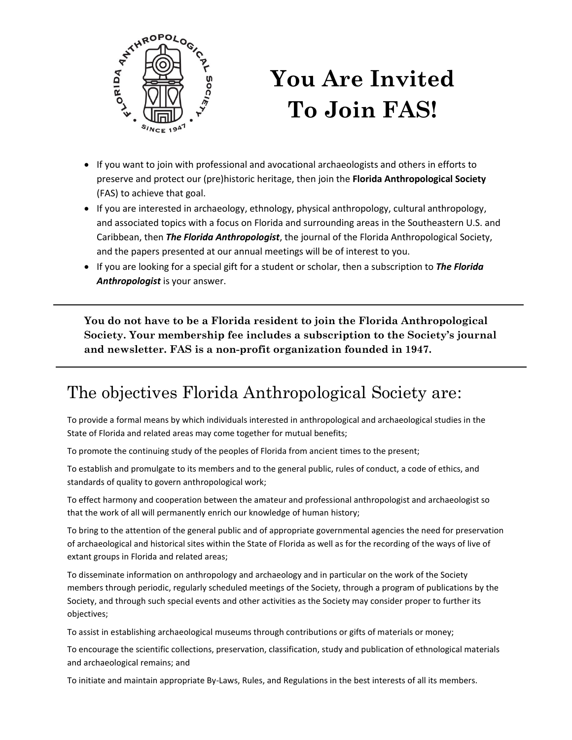# You Are Invited To Join FAS!

- If you want to join with professional and avocational archaeologists and others in efforts to preserve and protect our (pre)historic heritage, then join the **Florida Anthropological Society** (FAS) to achieve that goal.
- If you are interested in archaeology, ethnology, physical anthropology, cultural anthropology, and associated topics with a focus on Florida and surrounding areas in the Southeastern U.S. and Caribbean, then ***The Florida Anthropologist***, the journal of the Florida Anthropological Society, and the papers presented at our annual meetings will be of interest to you.
- If you are looking for a special gift for a student or scholar, then a subscription to ***The Florida Anthropologist*** is your answer.

---

**You do not have to be a Florida resident to join the Florida Anthropological Society. Your membership fee includes a subscription to the Society's journal and newsletter. FAS is a non-profit organization founded in 1947.**

---

## The objectives Florida Anthropological Society are:

To provide a formal means by which individuals interested in anthropological and archaeological studies in the State of Florida and related areas may come together for mutual benefits;

To promote the continuing study of the peoples of Florida from ancient times to the present;

To establish and promulgate to its members and to the general public, rules of conduct, a code of ethics, and standards of quality to govern anthropological work;

To effect harmony and cooperation between the amateur and professional anthropologist and archaeologist so that the work of all will permanently enrich our knowledge of human history;

To bring to the attention of the general public and of appropriate governmental agencies the need for preservation of archaeological and historical sites within the State of Florida as well as for the recording of the ways of live of extant groups in Florida and related areas;

To disseminate information on anthropology and archaeology and in particular on the work of the Society members through periodic, regularly scheduled meetings of the Society, through a program of publications by the Society, and through such special events and other activities as the Society may consider proper to further its objectives;

To assist in establishing archaeological museums through contributions or gifts of materials or money;

To encourage the scientific collections, preservation, classification, study and publication of ethnological materials and archaeological remains; and

To initiate and maintain appropriate By-Laws, Rules, and Regulations in the best interests of all its members.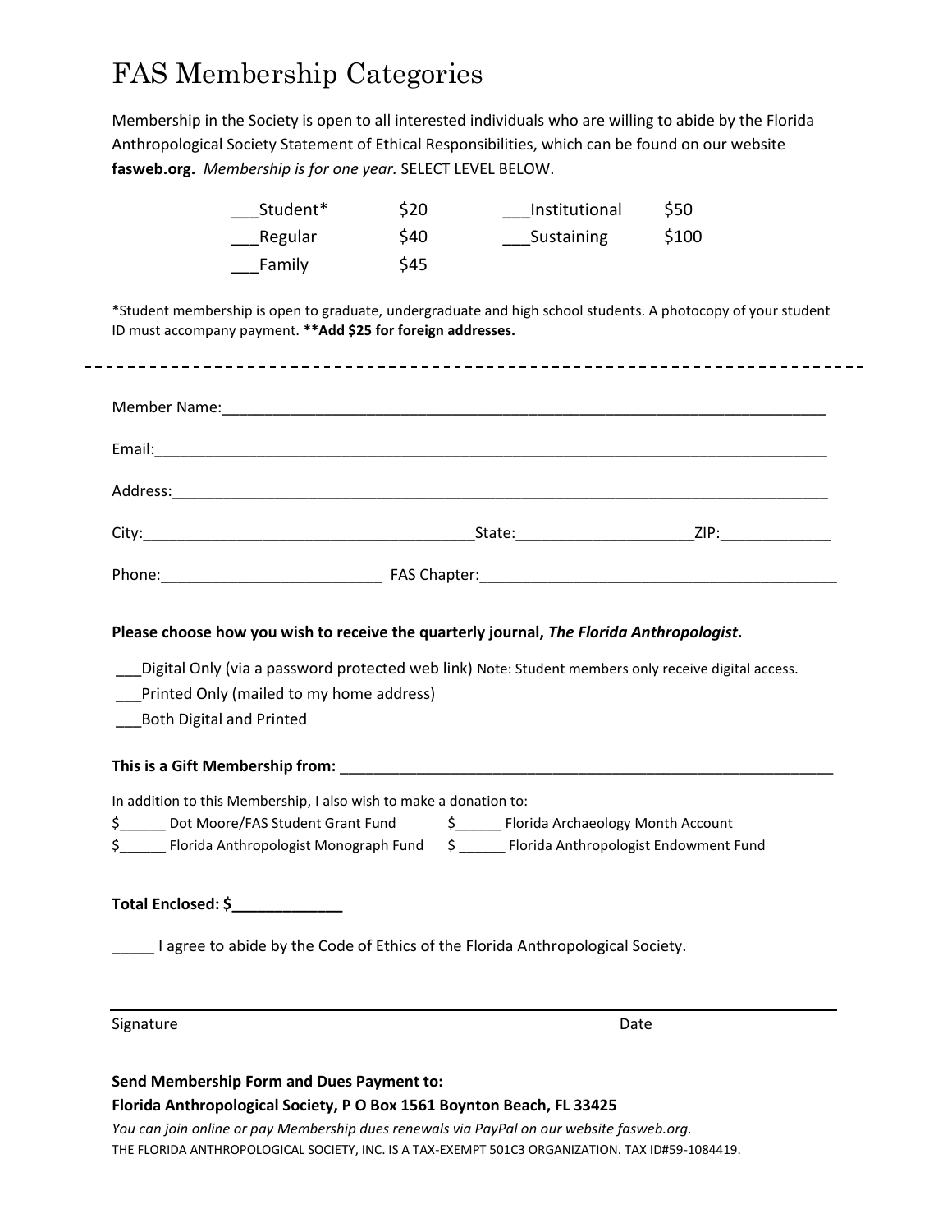# FAS Membership Categories

Membership in the Society is open to all interested individuals who are willing to abide by the Florida Anthropological Society Statement of Ethical Responsibilities, which can be found on our website **fasweb.org.** *Membership is for one year.* SELECT LEVEL BELOW.

| | | | |
|---|---|---|---|
| ___Student* | $20 | ___Institutional | $50 |
| ___Regular | $40 | ___Sustaining | $100 |
| ___Family | $45 | | |

*Student membership is open to graduate, undergraduate and high school students. A photocopy of your student ID must accompany payment. ****Add $25 for foreign addresses.**

---

Member Name:___________________________________________________________________________

Email:________________________________________________________________________________

Address:______________________________________________________________________________

City:______________________________________State:____________________ZIP:_____________

Phone:__________________________ FAS Chapter:__________________________________________

**Please choose how you wish to receive the quarterly journal, *The Florida Anthropologist*.**

___Digital Only (via a password protected web link) Note: Student members only receive digital access.

___Printed Only (mailed to my home address)

___Both Digital and Printed

**This is a Gift Membership from:** _____________________________________________________________

In addition to this Membership, I also wish to make a donation to:

$______ Dot Moore/FAS Student Grant Fund

$______ Florida Archaeology Month Account

$______ Florida Anthropologist Monograph Fund

$ ______ Florida Anthropologist Endowment Fund

**Total Enclosed: $_____________**

_____ I agree to abide by the Code of Ethics of the Florida Anthropological Society.

Signature Date

**Send Membership Form and Dues Payment to:**

**Florida Anthropological Society, P O Box 1561 Boynton Beach, FL 33425**

*You can join online or pay Membership dues renewals via PayPal on our website fasweb.org.*

THE FLORIDA ANTHROPOLOGICAL SOCIETY, INC. IS A TAX-EXEMPT 501C3 ORGANIZATION. TAX ID#59-1084419.